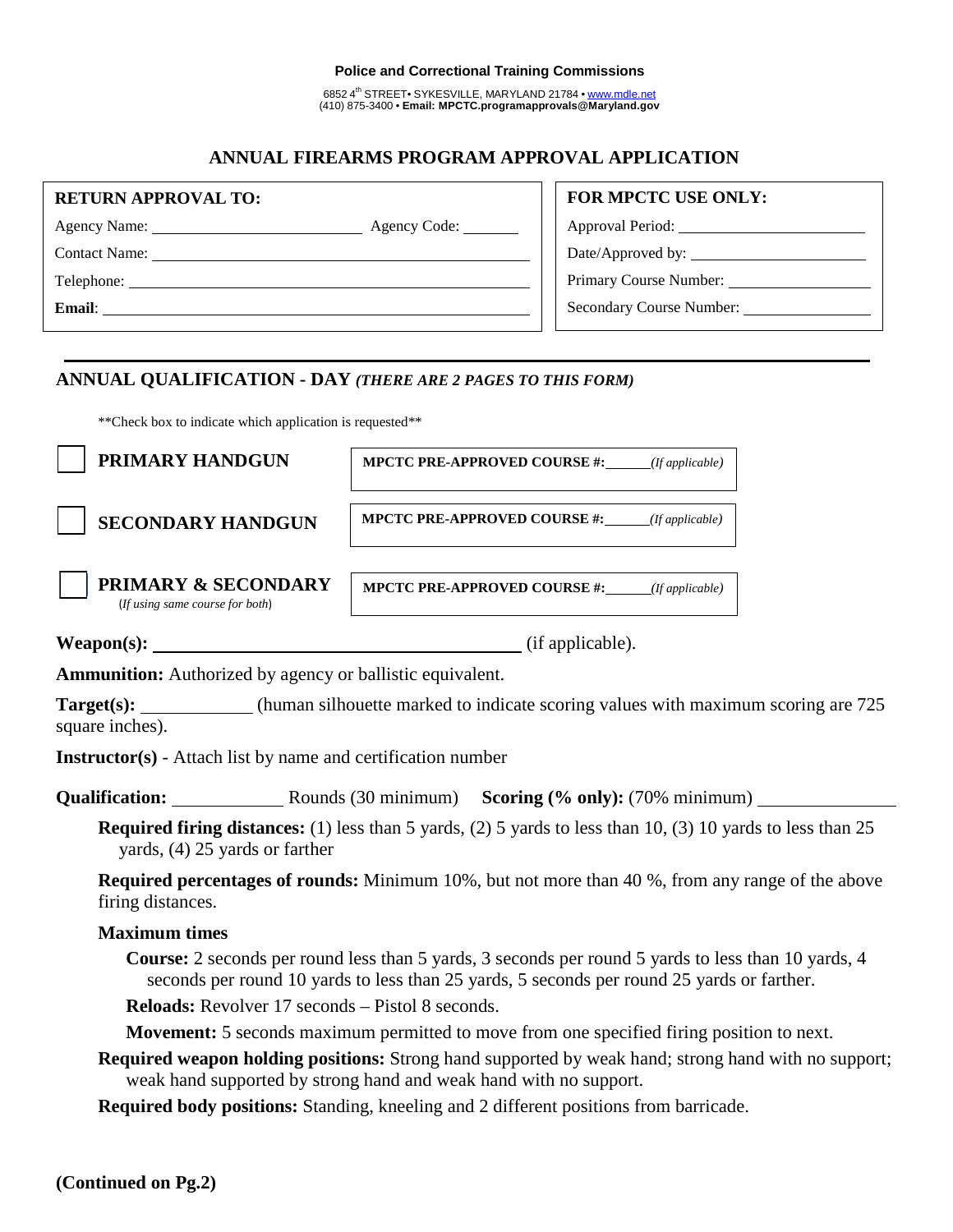**Police and Correctional Training Commissions**

6852 4th STREET• SYKESVILLE, MARYLAND 21784 • www.mdle.net
(410) 875-3400 • **Email: MPCTC.programapprovals@Maryland.gov**

# ANNUAL FIREARMS PROGRAM APPROVAL APPLICATION

**RETURN APPROVAL TO:**

Agency Name: ______________________ Agency Code: ______

Contact Name: ______________________________________

Telephone: _________________________________________

**Email**: __________________________________________

**FOR MPCTC USE ONLY:**

Approval Period: ____________________

Date/Approved by: ____________________

Primary Course Number: ______________

Secondary Course Number: ____________

---

## ANNUAL QUALIFICATION - DAY *(THERE ARE 2 PAGES TO THIS FORM)*

**Check box to indicate which application is requested**

☐ **PRIMARY HANDGUN** — **MPCTC PRE-APPROVED COURSE #:**______*(If applicable)*

☐ **SECONDARY HANDGUN** — **MPCTC PRE-APPROVED COURSE #:**______*(If applicable)*

☐ **PRIMARY & SECONDARY** (*If using same course for both*) — **MPCTC PRE-APPROVED COURSE #:**______*(If applicable)*

**Weapon(s):** ________________________________ (if applicable).

**Ammunition:** Authorized by agency or ballistic equivalent.

**Target(s):** ___________ (human silhouette marked to indicate scoring values with maximum scoring are 725 square inches).

**Instructor(s)** - Attach list by name and certification number

**Qualification:** ___________ Rounds (30 minimum) **Scoring (% only):** (70% minimum) _____________

**Required firing distances:** (1) less than 5 yards, (2) 5 yards to less than 10, (3) 10 yards to less than 25 yards, (4) 25 yards or farther

**Required percentages of rounds:** Minimum 10%, but not more than 40 %, from any range of the above firing distances.

**Maximum times**

**Course:** 2 seconds per round less than 5 yards, 3 seconds per round 5 yards to less than 10 yards, 4 seconds per round 10 yards to less than 25 yards, 5 seconds per round 25 yards or farther.

**Reloads:** Revolver 17 seconds – Pistol 8 seconds.

**Movement:** 5 seconds maximum permitted to move from one specified firing position to next.

**Required weapon holding positions:** Strong hand supported by weak hand; strong hand with no support; weak hand supported by strong hand and weak hand with no support.

**Required body positions:** Standing, kneeling and 2 different positions from barricade.

**(Continued on Pg.2)**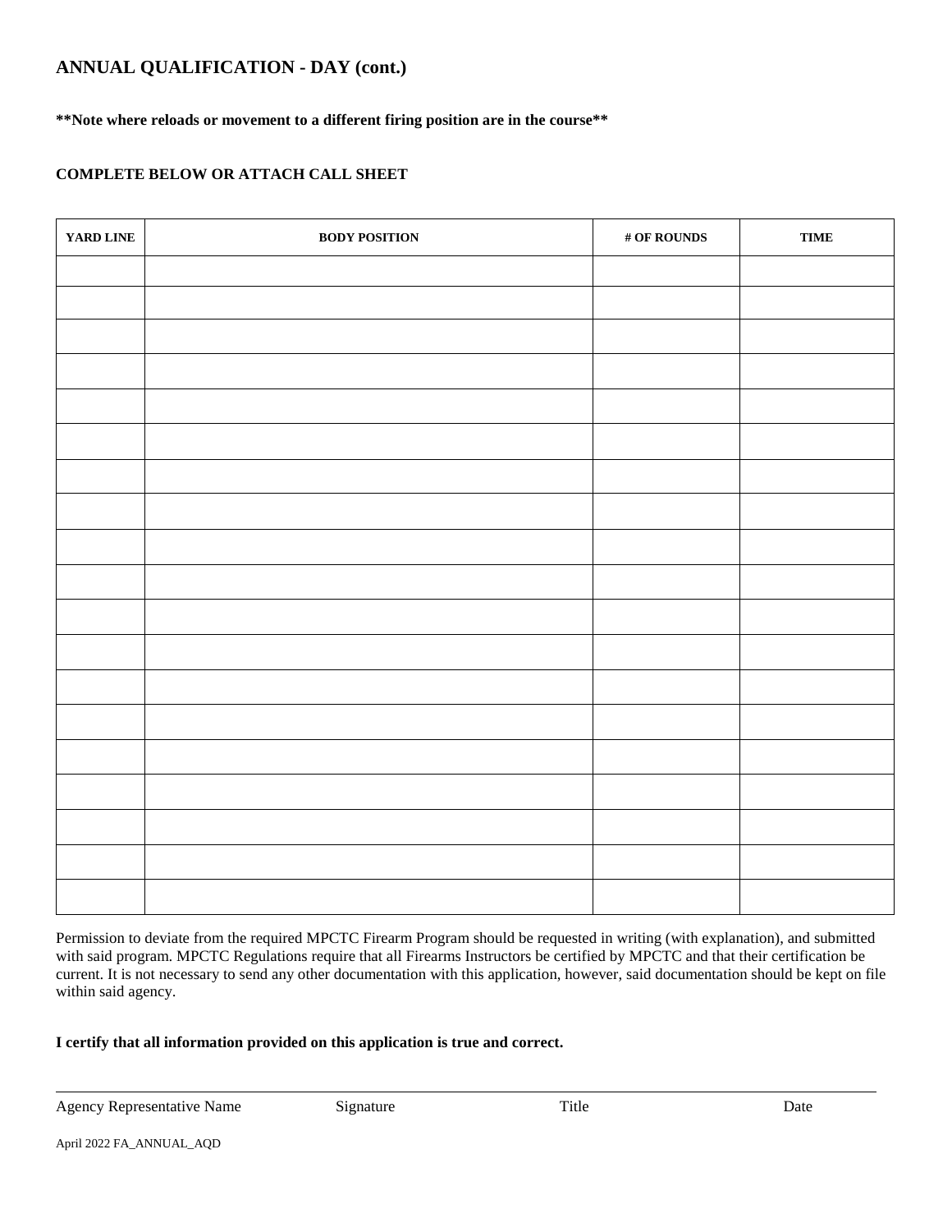## ANNUAL QUALIFICATION - DAY (cont.)

**\*\*Note where reloads or movement to a different firing position are in the course\*\***

**COMPLETE BELOW OR ATTACH CALL SHEET**

| YARD LINE | BODY POSITION | # OF ROUNDS | TIME |
|---|---|---|---|
| | | | |
| | | | |
| | | | |
| | | | |
| | | | |
| | | | |
| | | | |
| | | | |
| | | | |
| | | | |
| | | | |
| | | | |
| | | | |
| | | | |
| | | | |
| | | | |
| | | | |
| | | | |
| | | | |

Permission to deviate from the required MPCTC Firearm Program should be requested in writing (with explanation), and submitted with said program. MPCTC Regulations require that all Firearms Instructors be certified by MPCTC and that their certification be current. It is not necessary to send any other documentation with this application, however, said documentation should be kept on file within said agency.

**I certify that all information provided on this application is true and correct.**

Agency Representative Name ______ Signature ______ Title ______ Date ______

April 2022 FA_ANNUAL_AQD